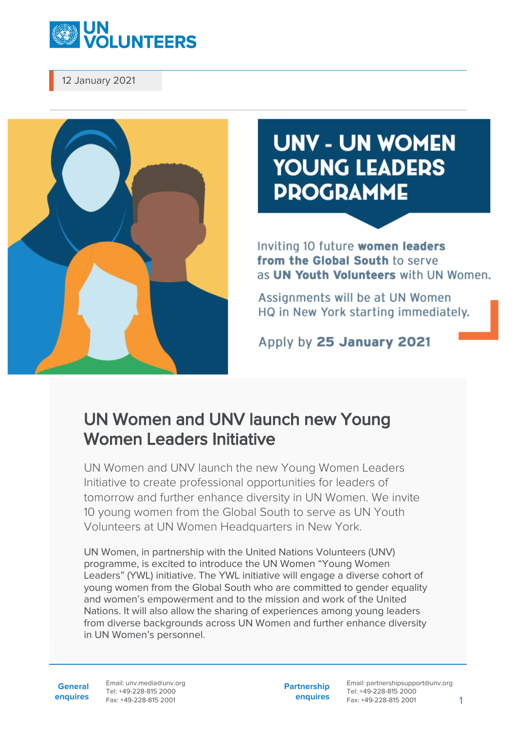12 January 2021

# UNV - UN WOMEN YOUNG LEADERS PROGRAMME

Inviting 10 future **women leaders from the Global South** to serve as **UN Youth Volunteers** with UN Women.

Assignments will be at UN Women HQ in New York starting immediately.

Apply by **25 January 2021**

## UN Women and UNV launch new Young Women Leaders Initiative

UN Women and UNV launch the new Young Women Leaders Initiative to create professional opportunities for leaders of tomorrow and further enhance diversity in UN Women. We invite 10 young women from the Global South to serve as UN Youth Volunteers at UN Women Headquarters in New York.

UN Women, in partnership with the United Nations Volunteers (UNV) programme, is excited to introduce the UN Women "Young Women Leaders" (YWL) initiative. The YWL initiative will engage a diverse cohort of young women from the Global South who are committed to gender equality and women's empowerment and to the mission and work of the United Nations. It will also allow the sharing of experiences among young leaders from diverse backgrounds across UN Women and further enhance diversity in UN Women's personnel.

**General enquires** Email: unv.media@unv.org Tel: +49-228-815 2000 Fax: +49-228-815 2001

**Partnership enquires** Email: partnershipsupport@unv.org Tel: +49-228-815 2000 Fax: +49-228-815 2001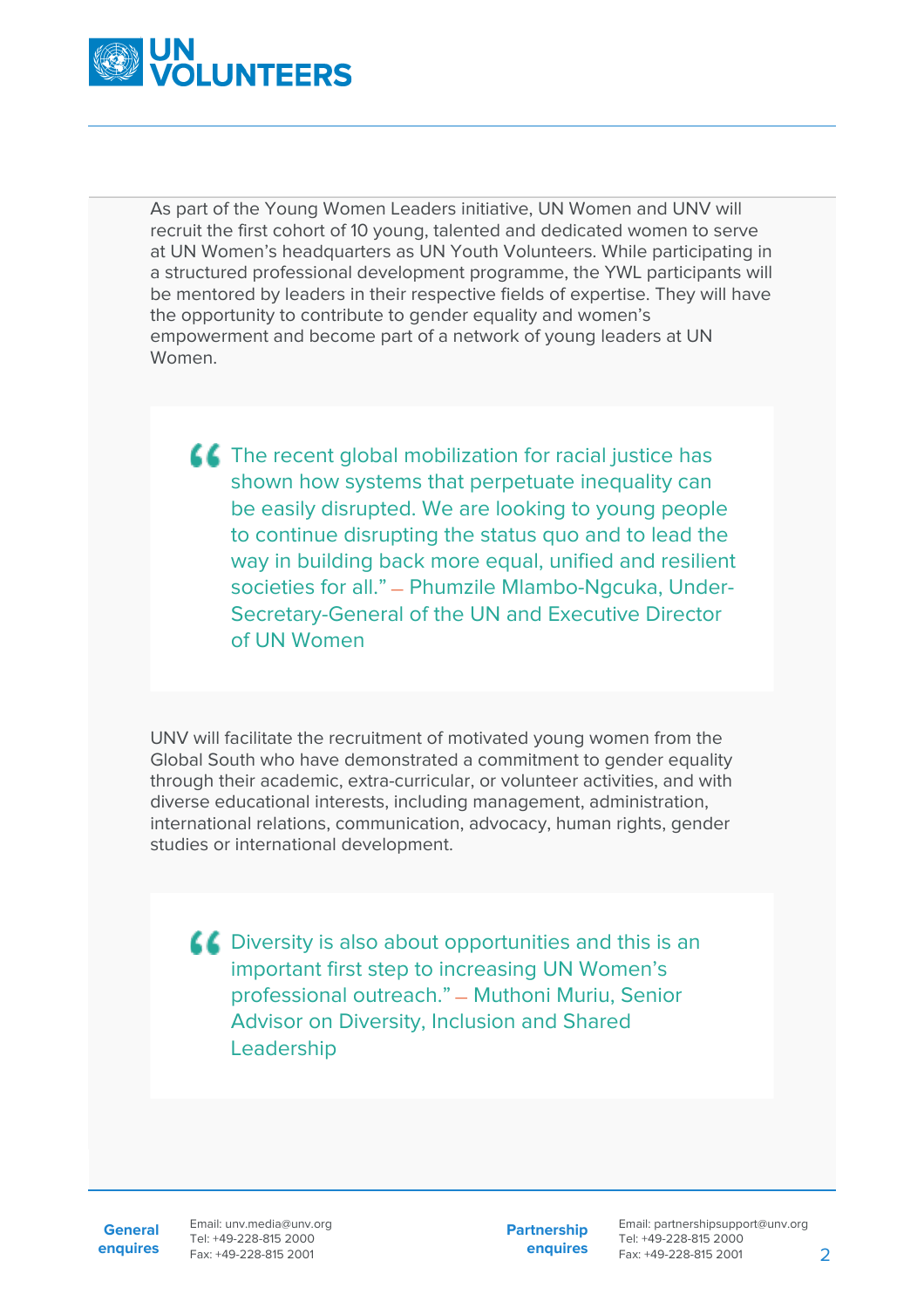As part of the Young Women Leaders initiative, UN Women and UNV will recruit the first cohort of 10 young, talented and dedicated women to serve at UN Women's headquarters as UN Youth Volunteers. While participating in a structured professional development programme, the YWL participants will be mentored by leaders in their respective fields of expertise. They will have the opportunity to contribute to gender equality and women's empowerment and become part of a network of young leaders at UN Women.

> “The recent global mobilization for racial justice has shown how systems that perpetuate inequality can be easily disrupted. We are looking to young people to continue disrupting the status quo and to lead the way in building back more equal, unified and resilient societies for all.” — Phumzile Mlambo-Ngcuka, Under-Secretary-General of the UN and Executive Director of UN Women

UNV will facilitate the recruitment of motivated young women from the Global South who have demonstrated a commitment to gender equality through their academic, extra-curricular, or volunteer activities, and with diverse educational interests, including management, administration, international relations, communication, advocacy, human rights, gender studies or international development.

> “Diversity is also about opportunities and this is an important first step to increasing UN Women's professional outreach.” — Muthoni Muriu, Senior Advisor on Diversity, Inclusion and Shared Leadership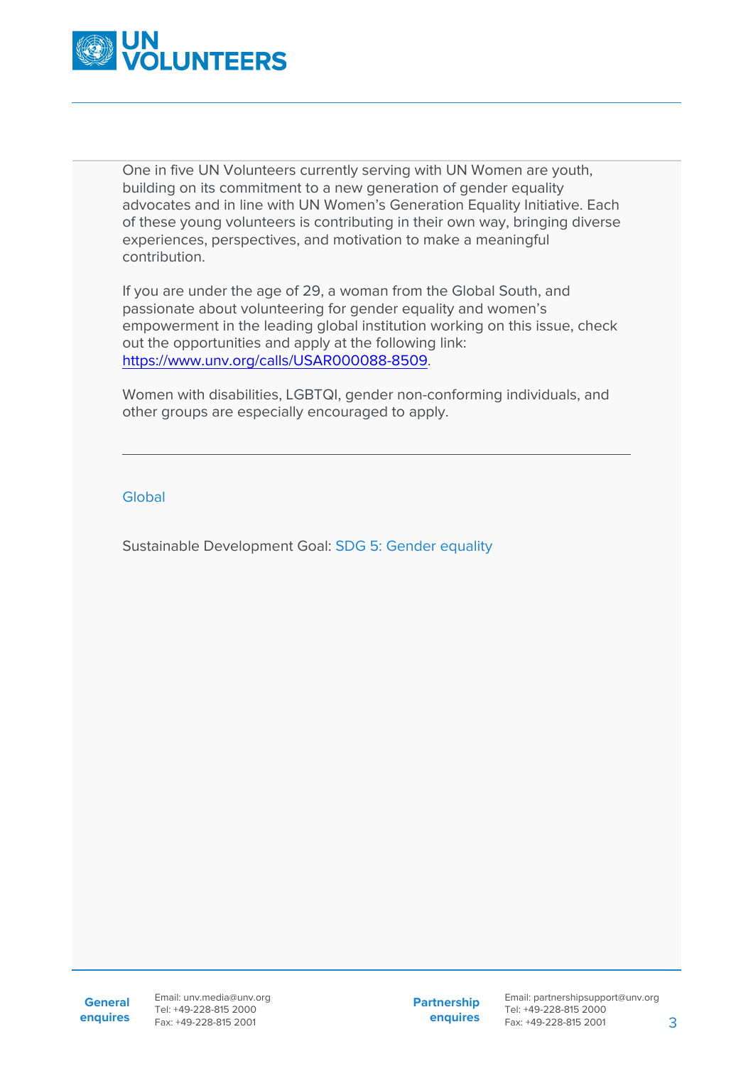One in five UN Volunteers currently serving with UN Women are youth, building on its commitment to a new generation of gender equality advocates and in line with UN Women's Generation Equality Initiative. Each of these young volunteers is contributing in their own way, bringing diverse experiences, perspectives, and motivation to make a meaningful contribution.

If you are under the age of 29, a woman from the Global South, and passionate about volunteering for gender equality and women's empowerment in the leading global institution working on this issue, check out the opportunities and apply at the following link: [https://www.unv.org/calls/USAR000088-8509](https://www.unv.org/calls/USAR000088-8509).

Women with disabilities, LGBTQI, gender non-conforming individuals, and other groups are especially encouraged to apply.

---

Global

Sustainable Development Goal: SDG 5: Gender equality

**General enquiries**
Email: unv.media@unv.org
Tel: +49-228-815 2000
Fax: +49-228-815 2001

**Partnership enquires**
Email: partnershipsupport@unv.org
Tel: +49-228-815 2000
Fax: +49-228-815 2001